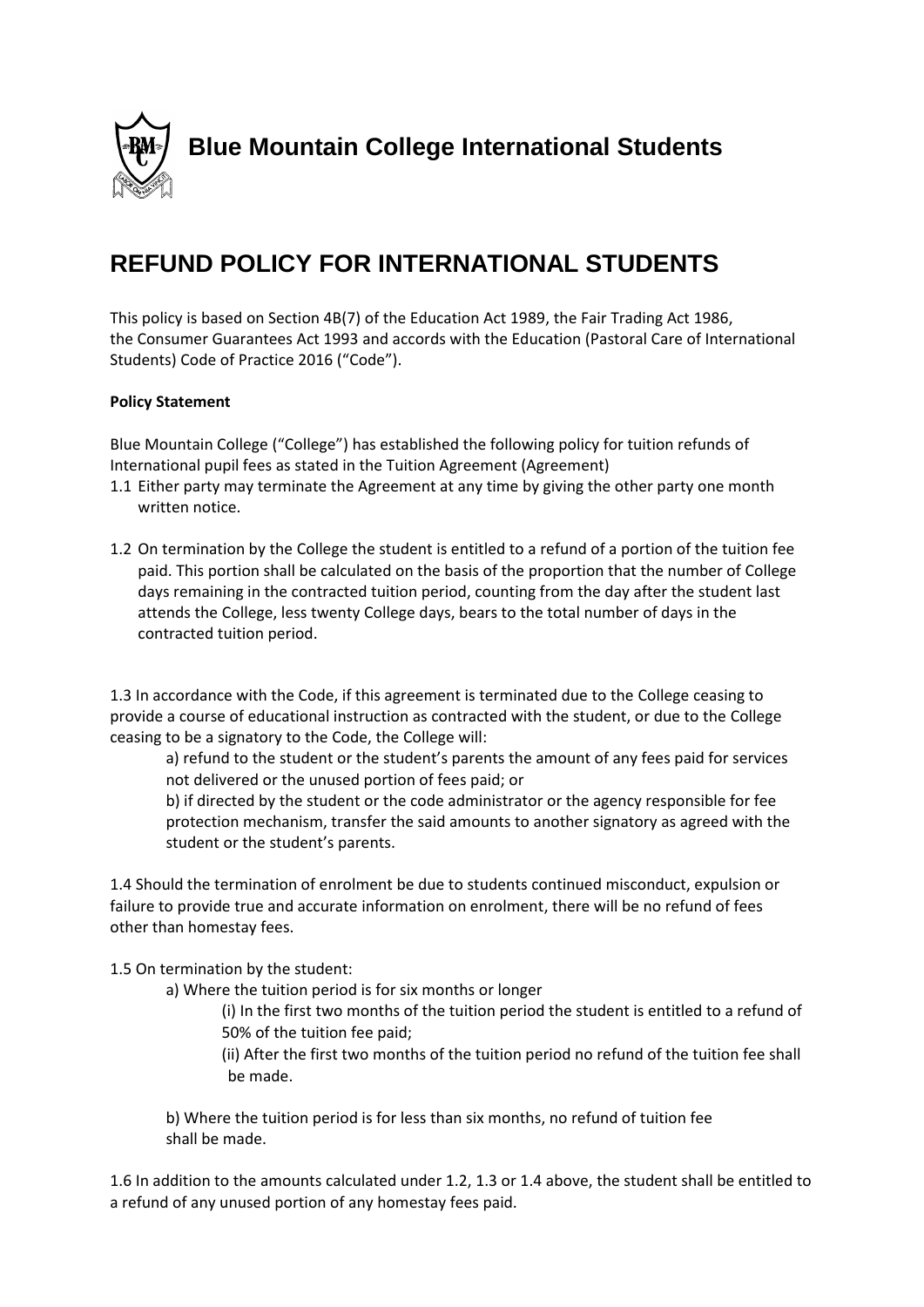# Blue Mountain College International Students

## REFUND POLICY FOR INTERNATIONAL STUDENTS

This policy is based on Section 4B(7) of the Education Act 1989, the Fair Trading Act 1986, the Consumer Guarantees Act 1993 and accords with the Education (Pastoral Care of International Students) Code of Practice 2016 ("Code").

**Policy Statement**

Blue Mountain College ("College") has established the following policy for tuition refunds of International pupil fees as stated in the Tuition Agreement (Agreement)

1.1 Either party may terminate the Agreement at any time by giving the other party one month written notice.

1.2 On termination by the College the student is entitled to a refund of a portion of the tuition fee paid. This portion shall be calculated on the basis of the proportion that the number of College days remaining in the contracted tuition period, counting from the day after the student last attends the College, less twenty College days, bears to the total number of days in the contracted tuition period.

1.3 In accordance with the Code, if this agreement is terminated due to the College ceasing to provide a course of educational instruction as contracted with the student, or due to the College ceasing to be a signatory to the Code, the College will:

a) refund to the student or the student's parents the amount of any fees paid for services not delivered or the unused portion of fees paid; or

b) if directed by the student or the code administrator or the agency responsible for fee protection mechanism, transfer the said amounts to another signatory as agreed with the student or the student's parents.

1.4 Should the termination of enrolment be due to students continued misconduct, expulsion or failure to provide true and accurate information on enrolment, there will be no refund of fees other than homestay fees.

1.5 On termination by the student:

a) Where the tuition period is for six months or longer

(i) In the first two months of the tuition period the student is entitled to a refund of 50% of the tuition fee paid;

(ii) After the first two months of the tuition period no refund of the tuition fee shall be made.

b) Where the tuition period is for less than six months, no refund of tuition fee shall be made.

1.6 In addition to the amounts calculated under 1.2, 1.3 or 1.4 above, the student shall be entitled to a refund of any unused portion of any homestay fees paid.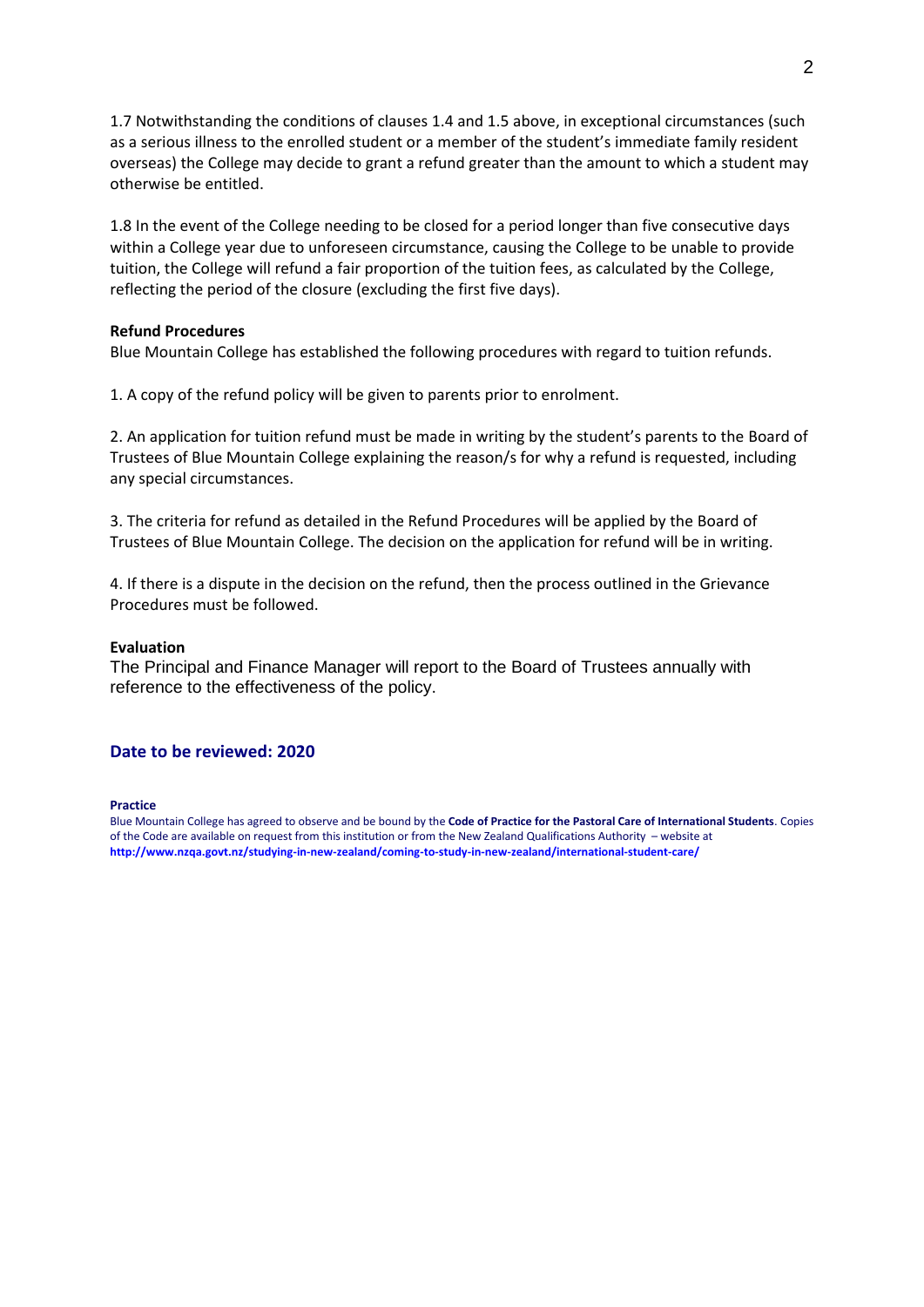1.7 Notwithstanding the conditions of clauses 1.4 and 1.5 above, in exceptional circumstances (such as a serious illness to the enrolled student or a member of the student's immediate family resident overseas) the College may decide to grant a refund greater than the amount to which a student may otherwise be entitled.

1.8 In the event of the College needing to be closed for a period longer than five consecutive days within a College year due to unforeseen circumstance, causing the College to be unable to provide tuition, the College will refund a fair proportion of the tuition fees, as calculated by the College, reflecting the period of the closure (excluding the first five days).

**Refund Procedures**

Blue Mountain College has established the following procedures with regard to tuition refunds.

1. A copy of the refund policy will be given to parents prior to enrolment.

2. An application for tuition refund must be made in writing by the student's parents to the Board of Trustees of Blue Mountain College explaining the reason/s for why a refund is requested, including any special circumstances.

3. The criteria for refund as detailed in the Refund Procedures will be applied by the Board of Trustees of Blue Mountain College. The decision on the application for refund will be in writing.

4. If there is a dispute in the decision on the refund, then the process outlined in the Grievance Procedures must be followed.

**Evaluation**

The Principal and Finance Manager will report to the Board of Trustees annually with reference to the effectiveness of the policy.

**Date to be reviewed: 2020**

**Practice**

Blue Mountain College has agreed to observe and be bound by the **Code of Practice for the Pastoral Care of International Students**. Copies of the Code are available on request from this institution or from the New Zealand Qualifications Authority – website at **http://www.nzqa.govt.nz/studying-in-new-zealand/coming-to-study-in-new-zealand/international-student-care/**